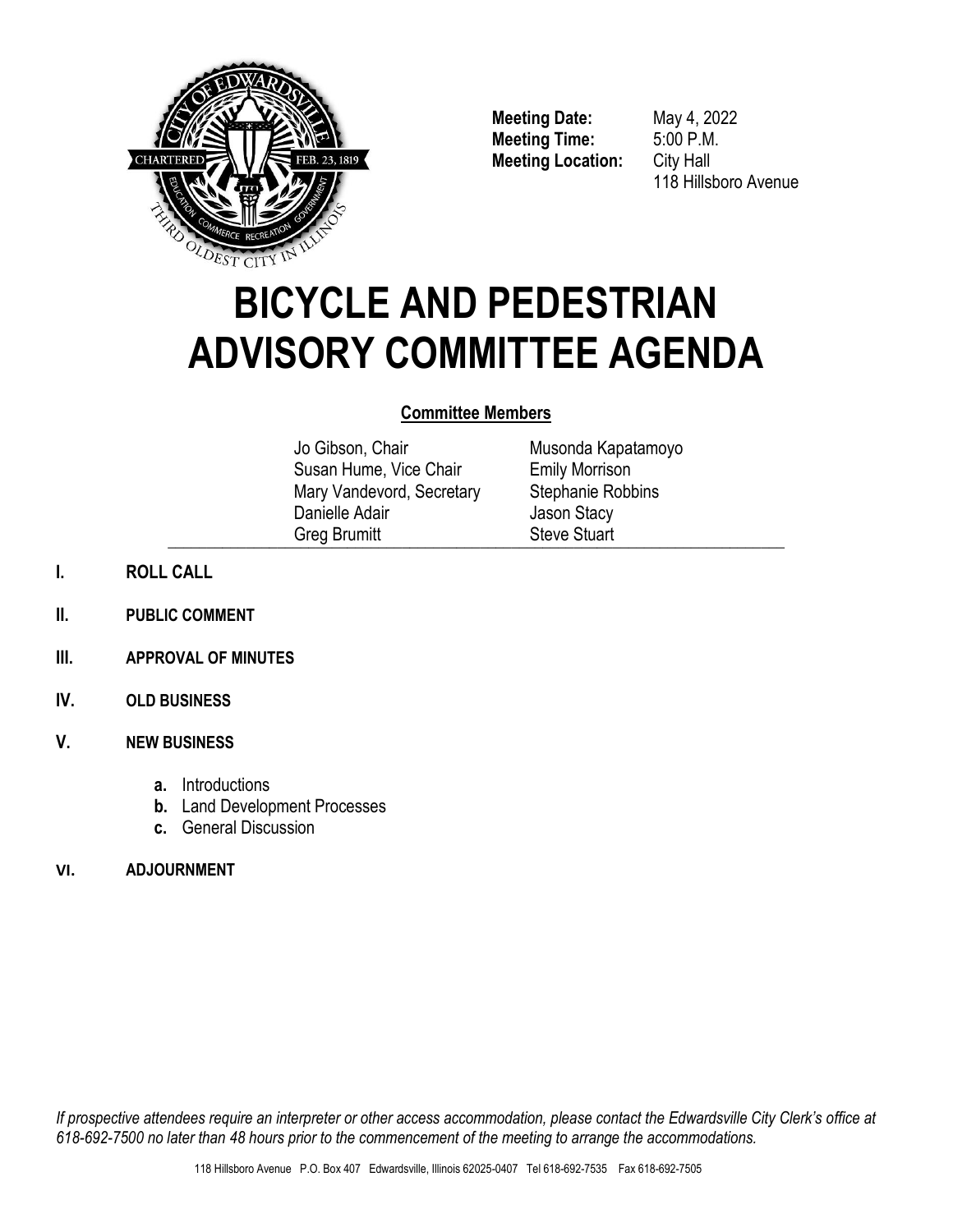**Meeting Date:** May 4, 2022
**Meeting Time:** 5:00 P.M.
**Meeting Location:** City Hall
118 Hillsboro Avenue

# BICYCLE AND PEDESTRIAN ADVISORY COMMITTEE AGENDA

**Committee Members**

| | |
|---|---|
| Jo Gibson, Chair | Musonda Kapatamoyo |
| Susan Hume, Vice Chair | Emily Morrison |
| Mary Vandevord, Secretary | Stephanie Robbins |
| Danielle Adair | Jason Stacy |
| Greg Brumitt | Steve Stuart |

**I. ROLL CALL**

**II. PUBLIC COMMENT**

**III. APPROVAL OF MINUTES**

**IV. OLD BUSINESS**

**V. NEW BUSINESS**

- **a.** Introductions
- **b.** Land Development Processes
- **c.** General Discussion

**VI. ADJOURNMENT**

*If prospective attendees require an interpreter or other access accommodation, please contact the Edwardsville City Clerk's office at 618-692-7500 no later than 48 hours prior to the commencement of the meeting to arrange the accommodations.*

118 Hillsboro Avenue P.O. Box 407 Edwardsville, Illinois 62025-0407 Tel 618-692-7535 Fax 618-692-7505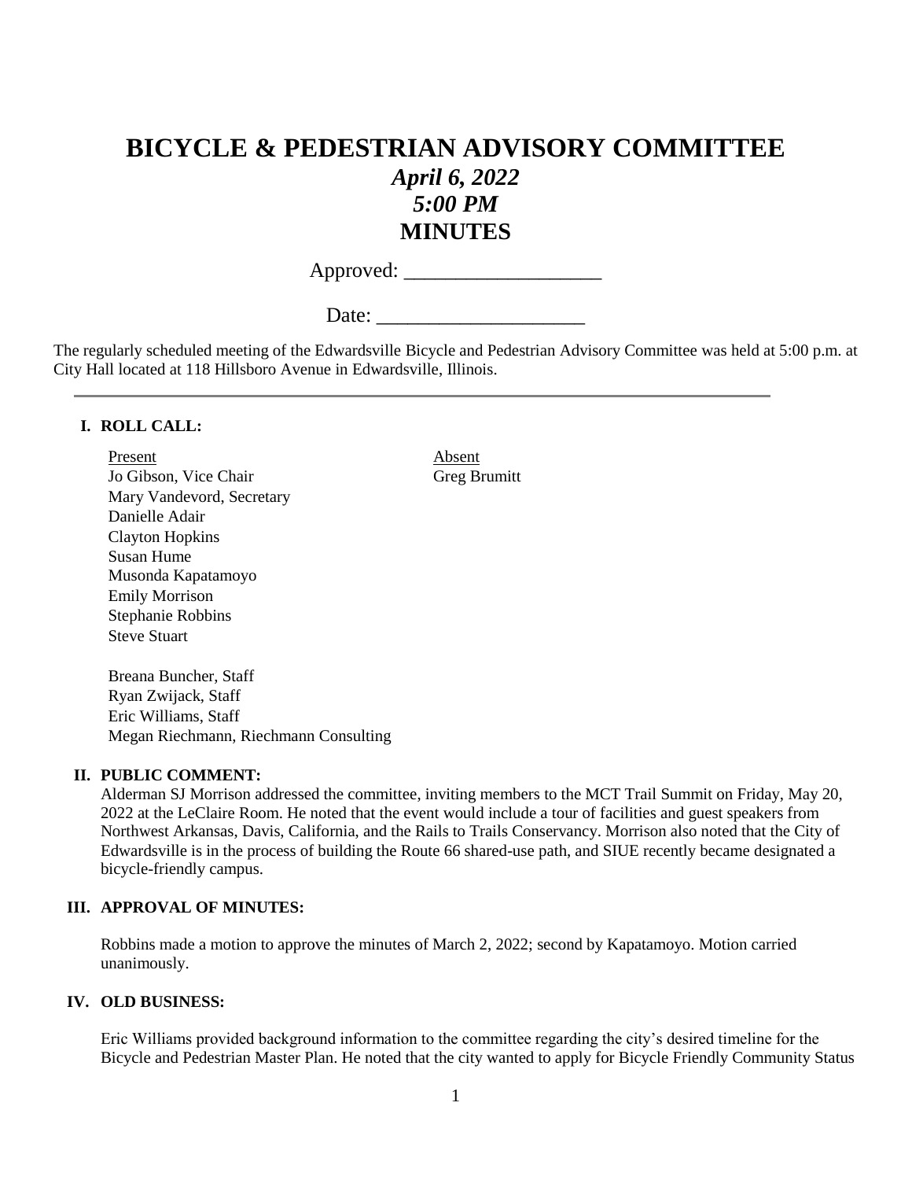# BICYCLE & PEDESTRIAN ADVISORY COMMITTEE

***April 6, 2022***

***5:00 PM***

**MINUTES**

Approved: ___________________

Date: ____________________

The regularly scheduled meeting of the Edwardsville Bicycle and Pedestrian Advisory Committee was held at 5:00 p.m. at City Hall located at 118 Hillsboro Avenue in Edwardsville, Illinois.

---

## I. ROLL CALL:

| Present | Absent |
|---|---|
| Jo Gibson, Vice Chair | Greg Brumitt |
| Mary Vandevord, Secretary | |
| Danielle Adair | |
| Clayton Hopkins | |
| Susan Hume | |
| Musonda Kapatamoyo | |
| Emily Morrison | |
| Stephanie Robbins | |
| Steve Stuart | |

Breana Buncher, Staff
Ryan Zwijack, Staff
Eric Williams, Staff
Megan Riechmann, Riechmann Consulting

## II. PUBLIC COMMENT:

Alderman SJ Morrison addressed the committee, inviting members to the MCT Trail Summit on Friday, May 20, 2022 at the LeClaire Room. He noted that the event would include a tour of facilities and guest speakers from Northwest Arkansas, Davis, California, and the Rails to Trails Conservancy. Morrison also noted that the City of Edwardsville is in the process of building the Route 66 shared-use path, and SIUE recently became designated a bicycle-friendly campus.

## III. APPROVAL OF MINUTES:

Robbins made a motion to approve the minutes of March 2, 2022; second by Kapatamoyo. Motion carried unanimously.

## IV. OLD BUSINESS:

Eric Williams provided background information to the committee regarding the city's desired timeline for the Bicycle and Pedestrian Master Plan. He noted that the city wanted to apply for Bicycle Friendly Community Status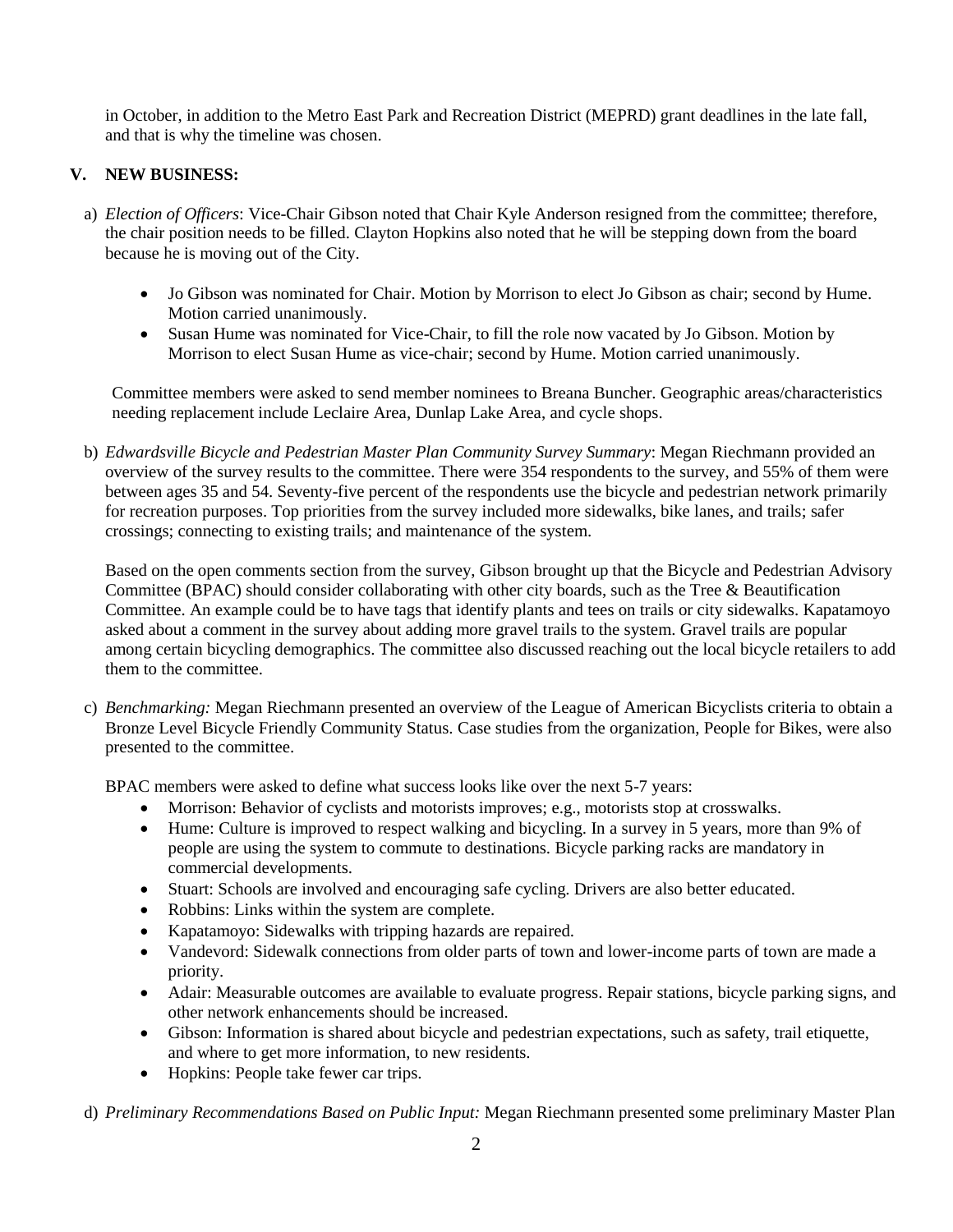in October, in addition to the Metro East Park and Recreation District (MEPRD) grant deadlines in the late fall, and that is why the timeline was chosen.

## V. NEW BUSINESS:

a) *Election of Officers*: Vice-Chair Gibson noted that Chair Kyle Anderson resigned from the committee; therefore, the chair position needs to be filled. Clayton Hopkins also noted that he will be stepping down from the board because he is moving out of the City.

- Jo Gibson was nominated for Chair. Motion by Morrison to elect Jo Gibson as chair; second by Hume. Motion carried unanimously.
- Susan Hume was nominated for Vice-Chair, to fill the role now vacated by Jo Gibson. Motion by Morrison to elect Susan Hume as vice-chair; second by Hume. Motion carried unanimously.

Committee members were asked to send member nominees to Breana Buncher. Geographic areas/characteristics needing replacement include Leclaire Area, Dunlap Lake Area, and cycle shops.

b) *Edwardsville Bicycle and Pedestrian Master Plan Community Survey Summary*: Megan Riechmann provided an overview of the survey results to the committee. There were 354 respondents to the survey, and 55% of them were between ages 35 and 54. Seventy-five percent of the respondents use the bicycle and pedestrian network primarily for recreation purposes. Top priorities from the survey included more sidewalks, bike lanes, and trails; safer crossings; connecting to existing trails; and maintenance of the system.

Based on the open comments section from the survey, Gibson brought up that the Bicycle and Pedestrian Advisory Committee (BPAC) should consider collaborating with other city boards, such as the Tree & Beautification Committee. An example could be to have tags that identify plants and tees on trails or city sidewalks. Kapatamoyo asked about a comment in the survey about adding more gravel trails to the system. Gravel trails are popular among certain bicycling demographics. The committee also discussed reaching out the local bicycle retailers to add them to the committee.

c) *Benchmarking:* Megan Riechmann presented an overview of the League of American Bicyclists criteria to obtain a Bronze Level Bicycle Friendly Community Status. Case studies from the organization, People for Bikes, were also presented to the committee.

BPAC members were asked to define what success looks like over the next 5-7 years:

- Morrison: Behavior of cyclists and motorists improves; e.g., motorists stop at crosswalks.
- Hume: Culture is improved to respect walking and bicycling. In a survey in 5 years, more than 9% of people are using the system to commute to destinations. Bicycle parking racks are mandatory in commercial developments.
- Stuart: Schools are involved and encouraging safe cycling. Drivers are also better educated.
- Robbins: Links within the system are complete.
- Kapatamoyo: Sidewalks with tripping hazards are repaired.
- Vandevord: Sidewalk connections from older parts of town and lower-income parts of town are made a priority.
- Adair: Measurable outcomes are available to evaluate progress. Repair stations, bicycle parking signs, and other network enhancements should be increased.
- Gibson: Information is shared about bicycle and pedestrian expectations, such as safety, trail etiquette, and where to get more information, to new residents.
- Hopkins: People take fewer car trips.

d) *Preliminary Recommendations Based on Public Input:* Megan Riechmann presented some preliminary Master Plan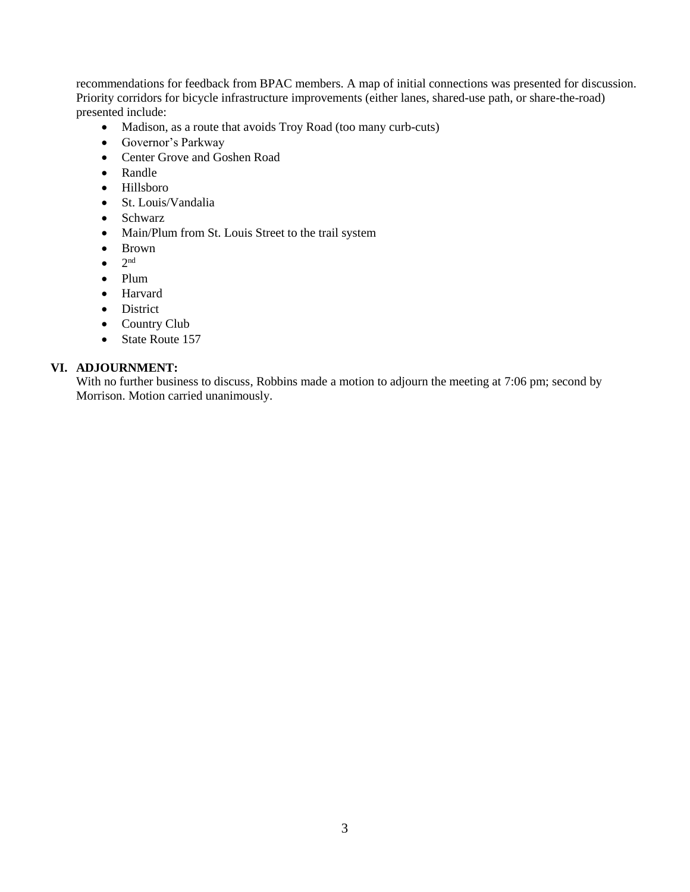recommendations for feedback from BPAC members. A map of initial connections was presented for discussion. Priority corridors for bicycle infrastructure improvements (either lanes, shared-use path, or share-the-road) presented include:

- Madison, as a route that avoids Troy Road (too many curb-cuts)
- Governor's Parkway
- Center Grove and Goshen Road
- Randle
- Hillsboro
- St. Louis/Vandalia
- Schwarz
- Main/Plum from St. Louis Street to the trail system
- Brown
- 2nd
- Plum
- Harvard
- District
- Country Club
- State Route 157

## VI. ADJOURNMENT:

With no further business to discuss, Robbins made a motion to adjourn the meeting at 7:06 pm; second by Morrison. Motion carried unanimously.